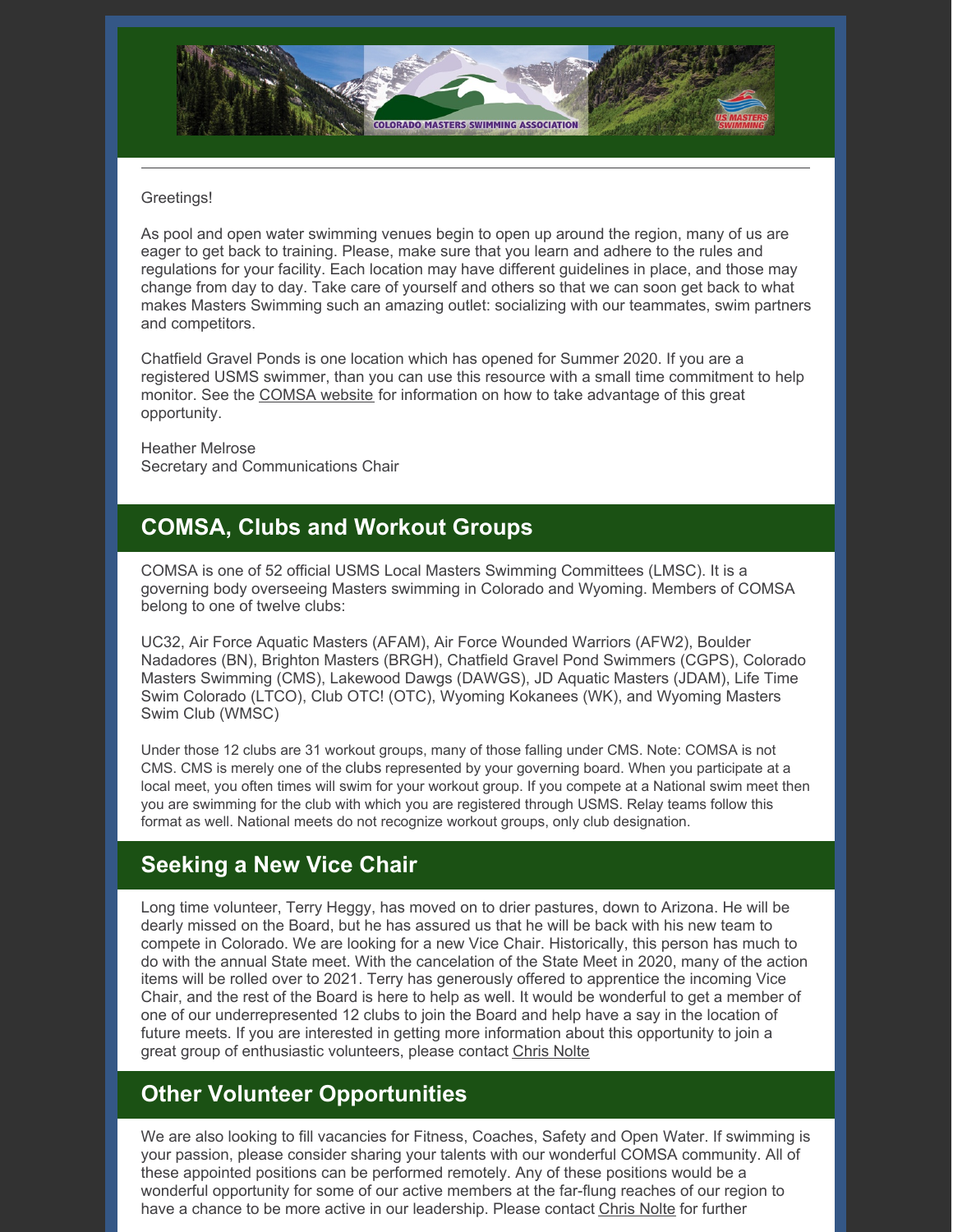Greetings!

As pool and open water swimming venues begin to open up around the region, many of us are eager to get back to training. Please, make sure that you learn and adhere to the rules and regulations for your facility. Each location may have different guidelines in place, and those may change from day to day. Take care of yourself and others so that we can soon get back to what makes Masters Swimming such an amazing outlet: socializing with our teammates, swim partners and competitors.

Chatfield Gravel Ponds is one location which has opened for Summer 2020. If you are a registered USMS swimmer, than you can use this resource with a small time commitment to help monitor. See the COMSA website for information on how to take advantage of this great opportunity.

Heather Melrose
Secretary and Communications Chair

## COMSA, Clubs and Workout Groups

COMSA is one of 52 official USMS Local Masters Swimming Committees (LMSC). It is a governing body overseeing Masters swimming in Colorado and Wyoming. Members of COMSA belong to one of twelve clubs:

UC32, Air Force Aquatic Masters (AFAM), Air Force Wounded Warriors (AFW2), Boulder Nadadores (BN), Brighton Masters (BRGH), Chatfield Gravel Pond Swimmers (CGPS), Colorado Masters Swimming (CMS), Lakewood Dawgs (DAWGS), JD Aquatic Masters (JDAM), Life Time Swim Colorado (LTCO), Club OTC! (OTC), Wyoming Kokanees (WK), and Wyoming Masters Swim Club (WMSC)

Under those 12 clubs are 31 workout groups, many of those falling under CMS. Note: COMSA is not CMS. CMS is merely one of the clubs represented by your governing board. When you participate at a local meet, you often times will swim for your workout group. If you compete at a National swim meet then you are swimming for the club with which you are registered through USMS. Relay teams follow this format as well. National meets do not recognize workout groups, only club designation.

## Seeking a New Vice Chair

Long time volunteer, Terry Heggy, has moved on to drier pastures, down to Arizona. He will be dearly missed on the Board, but he has assured us that he will be back with his new team to compete in Colorado. We are looking for a new Vice Chair. Historically, this person has much to do with the annual State meet. With the cancelation of the State Meet in 2020, many of the action items will be rolled over to 2021. Terry has generously offered to apprentice the incoming Vice Chair, and the rest of the Board is here to help as well. It would be wonderful to get a member of one of our underrepresented 12 clubs to join the Board and help have a say in the location of future meets. If you are interested in getting more information about this opportunity to join a great group of enthusiastic volunteers, please contact Chris Nolte

## Other Volunteer Opportunities

We are also looking to fill vacancies for Fitness, Coaches, Safety and Open Water. If swimming is your passion, please consider sharing your talents with our wonderful COMSA community. All of these appointed positions can be performed remotely. Any of these positions would be a wonderful opportunity for some of our active members at the far-flung reaches of our region to have a chance to be more active in our leadership. Please contact Chris Nolte for further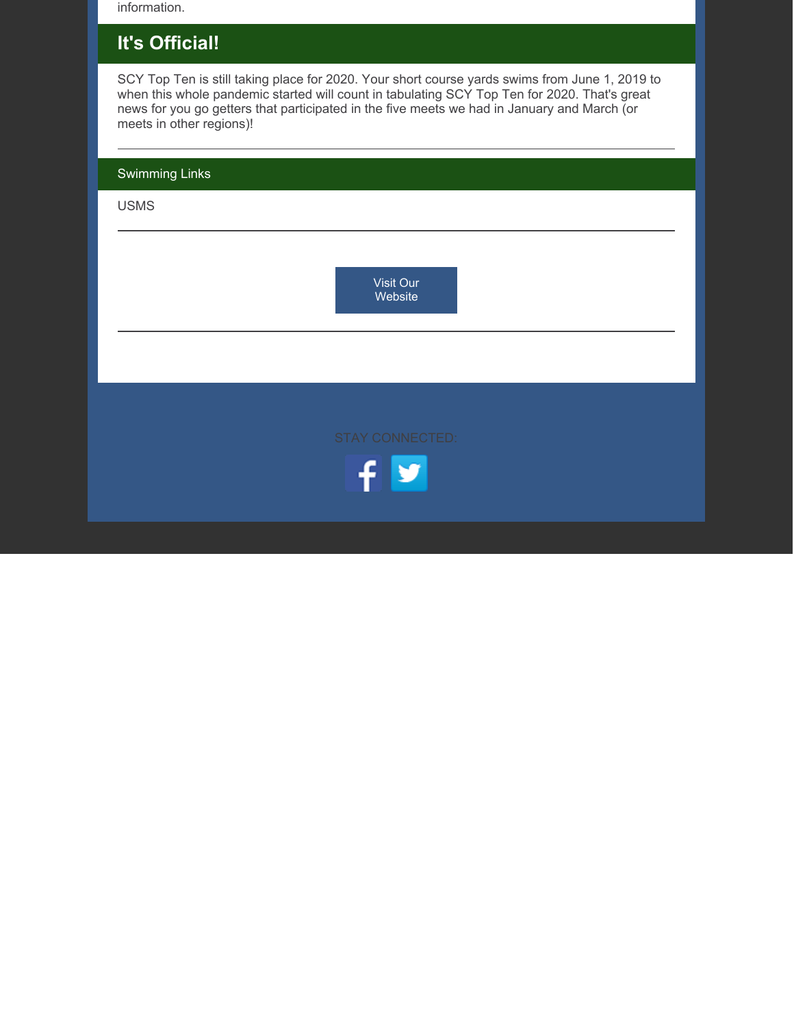information.

## It's Official!

SCY Top Ten is still taking place for 2020. Your short course yards swims from June 1, 2019 to when this whole pandemic started will count in tabulating SCY Top Ten for 2020. That's great news for you go getters that participated in the five meets we had in January and March (or meets in other regions)!

---

### Swimming Links

USMS

---

Visit Our Website

---

STAY CONNECTED: